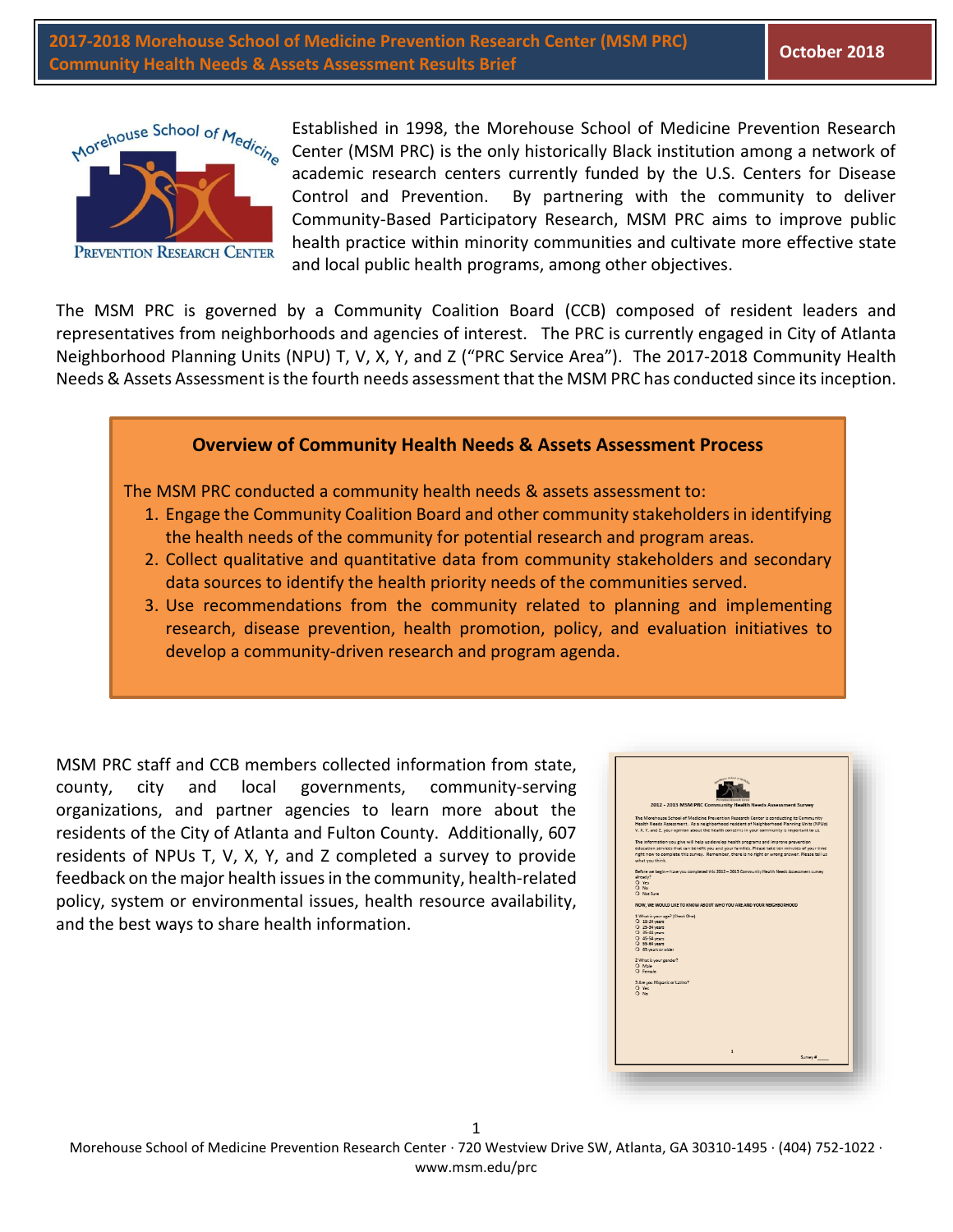# 2017-2018 Morehouse School of Medicine Prevention Research Center (MSM PRC) Community Health Needs & Assets Assessment Results Brief

October 2018

Established in 1998, the Morehouse School of Medicine Prevention Research Center (MSM PRC) is the only historically Black institution among a network of academic research centers currently funded by the U.S. Centers for Disease Control and Prevention. By partnering with the community to deliver Community-Based Participatory Research, MSM PRC aims to improve public health practice within minority communities and cultivate more effective state and local public health programs, among other objectives.

The MSM PRC is governed by a Community Coalition Board (CCB) composed of resident leaders and representatives from neighborhoods and agencies of interest. The PRC is currently engaged in City of Atlanta Neighborhood Planning Units (NPU) T, V, X, Y, and Z ("PRC Service Area"). The 2017-2018 Community Health Needs & Assets Assessment is the fourth needs assessment that the MSM PRC has conducted since its inception.

## Overview of Community Health Needs & Assets Assessment Process

The MSM PRC conducted a community health needs & assets assessment to:

1. Engage the Community Coalition Board and other community stakeholders in identifying the health needs of the community for potential research and program areas.
2. Collect qualitative and quantitative data from community stakeholders and secondary data sources to identify the health priority needs of the communities served.
3. Use recommendations from the community related to planning and implementing research, disease prevention, health promotion, policy, and evaluation initiatives to develop a community-driven research and program agenda.

MSM PRC staff and CCB members collected information from state, county, city and local governments, community-serving organizations, and partner agencies to learn more about the residents of the City of Atlanta and Fulton County. Additionally, 607 residents of NPUs T, V, X, Y, and Z completed a survey to provide feedback on the major health issues in the community, health-related policy, system or environmental issues, health resource availability, and the best ways to share health information.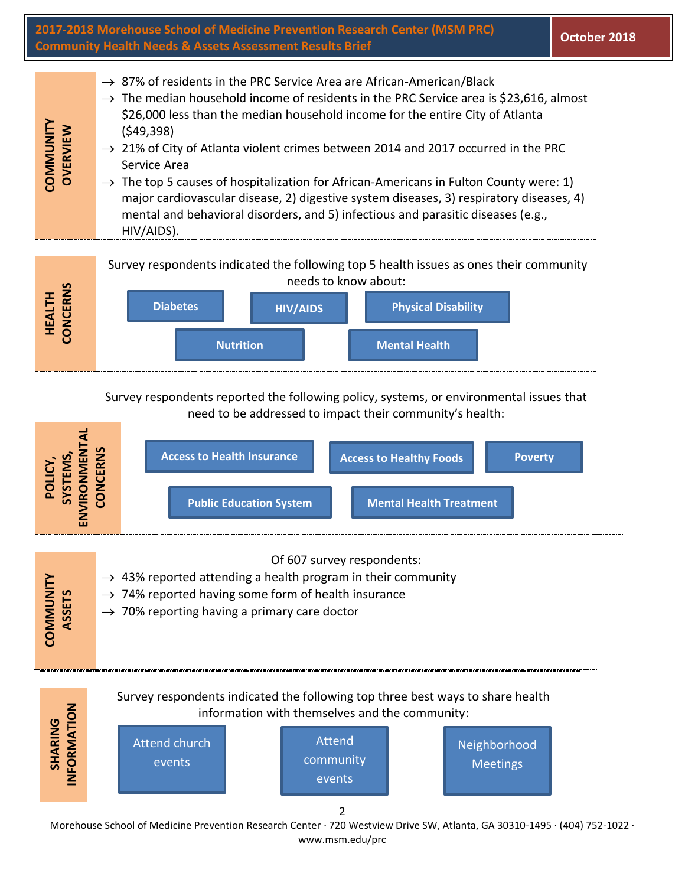**2017-2018 Morehouse School of Medicine Prevention Research Center (MSM PRC)**
**Community Health Needs & Assets Assessment Results Brief**

**October 2018**

## COMMUNITY OVERVIEW

- → 87% of residents in the PRC Service Area are African-American/Black
- → The median household income of residents in the PRC Service area is $23,616, almost $26,000 less than the median household income for the entire City of Atlanta ($49,398)
- → 21% of City of Atlanta violent crimes between 2014 and 2017 occurred in the PRC Service Area
- → The top 5 causes of hospitalization for African-Americans in Fulton County were: 1) major cardiovascular disease, 2) digestive system diseases, 3) respiratory diseases, 4) mental and behavioral disorders, and 5) infectious and parasitic diseases (e.g., HIV/AIDS).

## HEALTH CONCERNS

Survey respondents indicated the following top 5 health issues as ones their community needs to know about:

- **Diabetes**
- **HIV/AIDS**
- **Physical Disability**
- **Nutrition**
- **Mental Health**

## POLICY, SYSTEMS, ENVIRONMENTAL CONCERNS

Survey respondents reported the following policy, systems, or environmental issues that need to be addressed to impact their community's health:

- **Access to Health Insurance**
- **Access to Healthy Foods**
- **Poverty**
- **Public Education System**
- **Mental Health Treatment**

## COMMUNITY ASSETS

Of 607 survey respondents:

- → 43% reported attending a health program in their community
- → 74% reported having some form of health insurance
- → 70% reporting having a primary care doctor

## SHARING INFORMATION

Survey respondents indicated the following top three best ways to share health information with themselves and the community:

- Attend church events
- Attend community events
- Neighborhood Meetings

Morehouse School of Medicine Prevention Research Center · 720 Westview Drive SW, Atlanta, GA 30310-1495 · (404) 752-1022 · www.msm.edu/prc